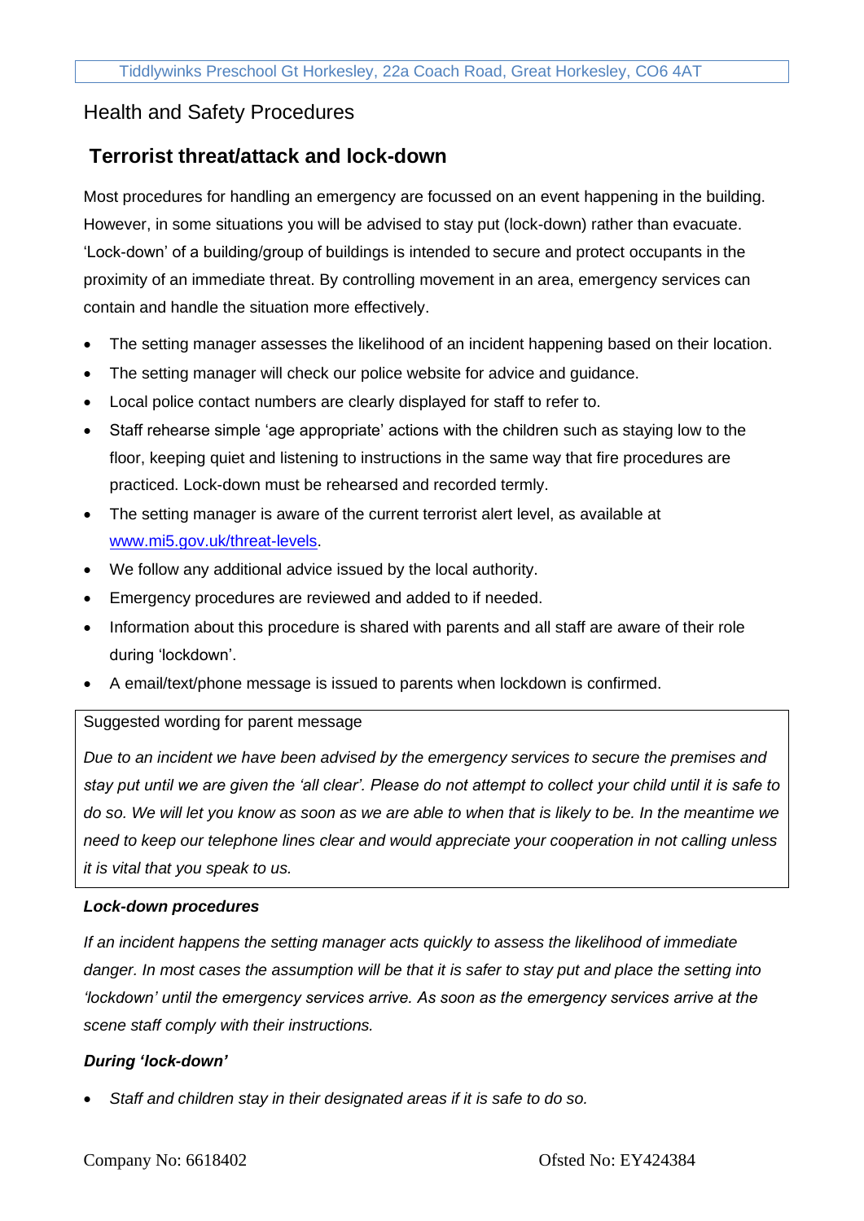Tiddlywinks Preschool Gt Horkesley, 22a Coach Road, Great Horkesley, CO6 4AT

## Health and Safety Procedures

# Terrorist threat/attack and lock-down

Most procedures for handling an emergency are focussed on an event happening in the building. However, in some situations you will be advised to stay put (lock-down) rather than evacuate. 'Lock-down' of a building/group of buildings is intended to secure and protect occupants in the proximity of an immediate threat. By controlling movement in an area, emergency services can contain and handle the situation more effectively.

- The setting manager assesses the likelihood of an incident happening based on their location.
- The setting manager will check our police website for advice and guidance.
- Local police contact numbers are clearly displayed for staff to refer to.
- Staff rehearse simple 'age appropriate' actions with the children such as staying low to the floor, keeping quiet and listening to instructions in the same way that fire procedures are practiced. Lock-down must be rehearsed and recorded termly.
- The setting manager is aware of the current terrorist alert level, as available at [www.mi5.gov.uk/threat-levels](http://www.mi5.gov.uk/threat-levels).
- We follow any additional advice issued by the local authority.
- Emergency procedures are reviewed and added to if needed.
- Information about this procedure is shared with parents and all staff are aware of their role during 'lockdown'.
- A email/text/phone message is issued to parents when lockdown is confirmed.

> Suggested wording for parent message
>
> *Due to an incident we have been advised by the emergency services to secure the premises and stay put until we are given the 'all clear'. Please do not attempt to collect your child until it is safe to do so. We will let you know as soon as we are able to when that is likely to be. In the meantime we need to keep our telephone lines clear and would appreciate your cooperation in not calling unless it is vital that you speak to us.*

***Lock-down procedures***

*If an incident happens the setting manager acts quickly to assess the likelihood of immediate danger. In most cases the assumption will be that it is safer to stay put and place the setting into 'lockdown' until the emergency services arrive. As soon as the emergency services arrive at the scene staff comply with their instructions.*

***During 'lock-down'***

- *Staff and children stay in their designated areas if it is safe to do so.*

Company No: 6618402 Ofsted No: EY424384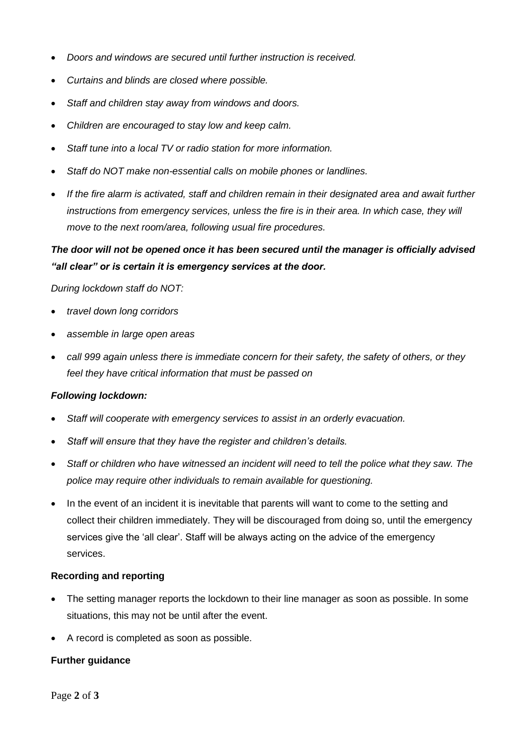- *Doors and windows are secured until further instruction is received.*
- *Curtains and blinds are closed where possible.*
- *Staff and children stay away from windows and doors.*
- *Children are encouraged to stay low and keep calm.*
- *Staff tune into a local TV or radio station for more information.*
- *Staff do NOT make non-essential calls on mobile phones or landlines.*
- *If the fire alarm is activated, staff and children remain in their designated area and await further instructions from emergency services, unless the fire is in their area. In which case, they will move to the next room/area, following usual fire procedures.*

***The door will not be opened once it has been secured until the manager is officially advised "all clear" or is certain it is emergency services at the door.***

*During lockdown staff do NOT:*

- *travel down long corridors*
- *assemble in large open areas*
- *call 999 again unless there is immediate concern for their safety, the safety of others, or they feel they have critical information that must be passed on*

***Following lockdown:***

- *Staff will cooperate with emergency services to assist in an orderly evacuation.*
- *Staff will ensure that they have the register and children's details.*
- *Staff or children who have witnessed an incident will need to tell the police what they saw. The police may require other individuals to remain available for questioning.*
- In the event of an incident it is inevitable that parents will want to come to the setting and collect their children immediately. They will be discouraged from doing so, until the emergency services give the 'all clear'. Staff will be always acting on the advice of the emergency services.

**Recording and reporting**

- The setting manager reports the lockdown to their line manager as soon as possible. In some situations, this may not be until after the event.
- A record is completed as soon as possible.

**Further guidance**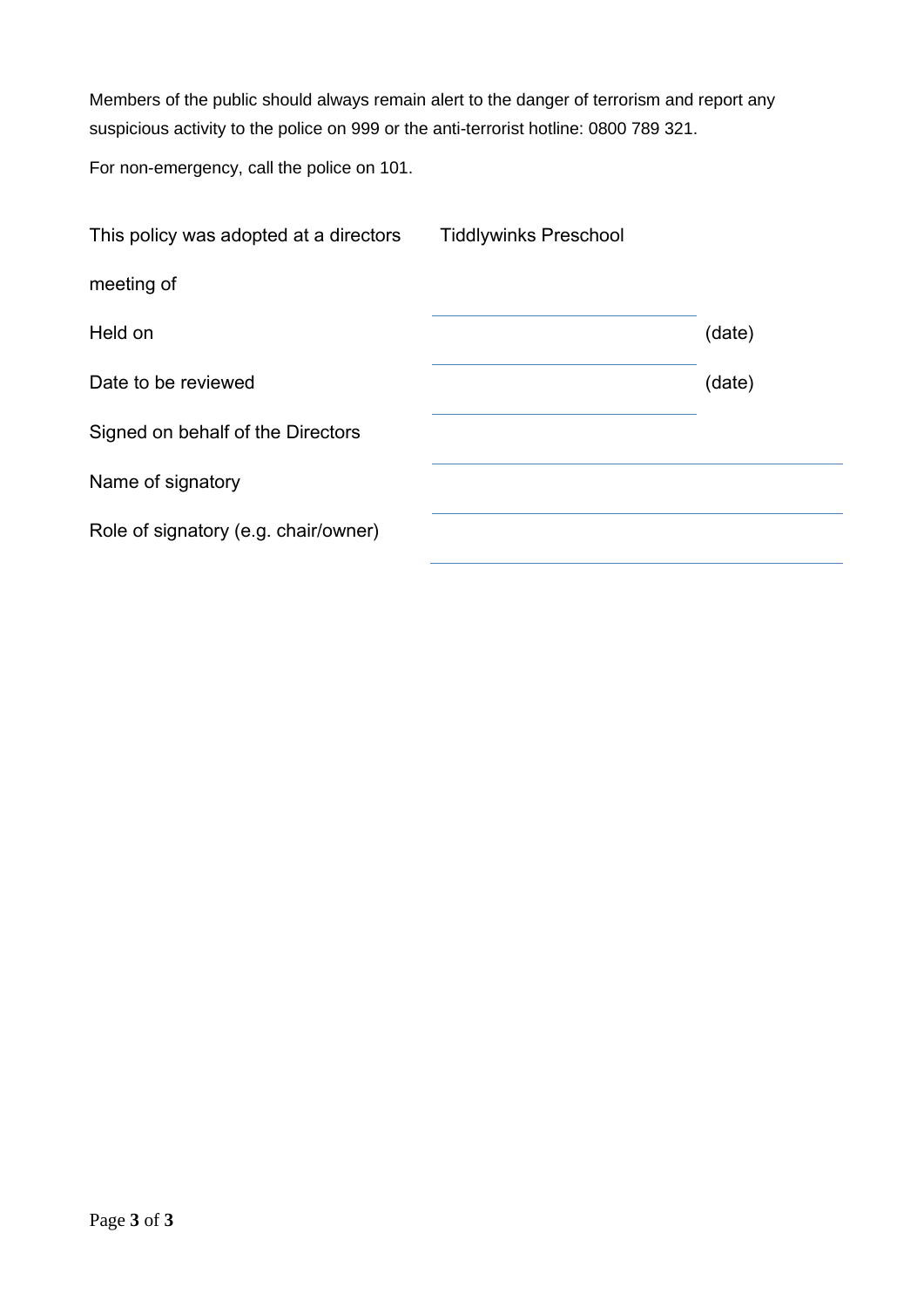Members of the public should always remain alert to the danger of terrorism and report any suspicious activity to the police on 999 or the anti-terrorist hotline: 0800 789 321.

For non-emergency, call the police on 101.

| | | |
|---|---|---|
| This policy was adopted at a directors meeting of | Tiddlywinks Preschool | |
| Held on | | (date) |
| Date to be reviewed | | (date) |
| Signed on behalf of the Directors | | |
| Name of signatory | | |
| Role of signatory (e.g. chair/owner) | | |